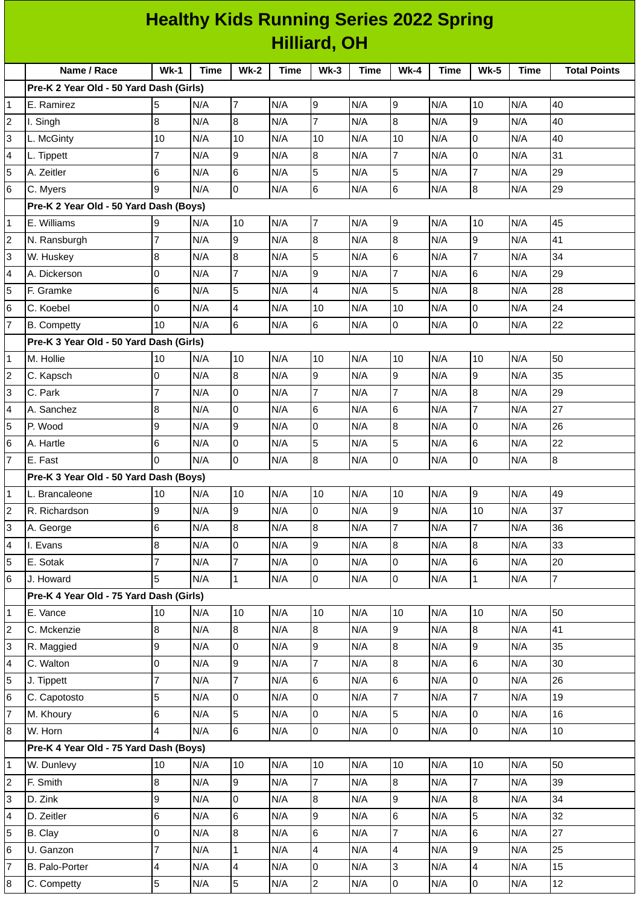# Healthy Kids Running Series 2022 Spring
## Hilliard, OH

| | Name / Race | Wk-1 | Time | Wk-2 | Time | Wk-3 | Time | Wk-4 | Time | Wk-5 | Time | Total Points |
|---|---|---|---|---|---|---|---|---|---|---|---|---|
| | **Pre-K 2 Year Old - 50 Yard Dash (Girls)** | | | | | | | | | | | |
| 1 | E. Ramirez | 5 | N/A | 7 | N/A | 9 | N/A | 9 | N/A | 10 | N/A | 40 |
| 2 | I. Singh | 8 | N/A | 8 | N/A | 7 | N/A | 8 | N/A | 9 | N/A | 40 |
| 3 | L. McGinty | 10 | N/A | 10 | N/A | 10 | N/A | 10 | N/A | 0 | N/A | 40 |
| 4 | L. Tippett | 7 | N/A | 9 | N/A | 8 | N/A | 7 | N/A | 0 | N/A | 31 |
| 5 | A. Zeitler | 6 | N/A | 6 | N/A | 5 | N/A | 5 | N/A | 7 | N/A | 29 |
| 6 | C. Myers | 9 | N/A | 0 | N/A | 6 | N/A | 6 | N/A | 8 | N/A | 29 |
| | **Pre-K 2 Year Old - 50 Yard Dash (Boys)** | | | | | | | | | | | |
| 1 | E. Williams | 9 | N/A | 10 | N/A | 7 | N/A | 9 | N/A | 10 | N/A | 45 |
| 2 | N. Ransburgh | 7 | N/A | 9 | N/A | 8 | N/A | 8 | N/A | 9 | N/A | 41 |
| 3 | W. Huskey | 8 | N/A | 8 | N/A | 5 | N/A | 6 | N/A | 7 | N/A | 34 |
| 4 | A. Dickerson | 0 | N/A | 7 | N/A | 9 | N/A | 7 | N/A | 6 | N/A | 29 |
| 5 | F. Gramke | 6 | N/A | 5 | N/A | 4 | N/A | 5 | N/A | 8 | N/A | 28 |
| 6 | C. Koebel | 0 | N/A | 4 | N/A | 10 | N/A | 10 | N/A | 0 | N/A | 24 |
| 7 | B. Competty | 10 | N/A | 6 | N/A | 6 | N/A | 0 | N/A | 0 | N/A | 22 |
| | **Pre-K 3 Year Old - 50 Yard Dash (Girls)** | | | | | | | | | | | |
| 1 | M. Hollie | 10 | N/A | 10 | N/A | 10 | N/A | 10 | N/A | 10 | N/A | 50 |
| 2 | C. Kapsch | 0 | N/A | 8 | N/A | 9 | N/A | 9 | N/A | 9 | N/A | 35 |
| 3 | C. Park | 7 | N/A | 0 | N/A | 7 | N/A | 7 | N/A | 8 | N/A | 29 |
| 4 | A. Sanchez | 8 | N/A | 0 | N/A | 6 | N/A | 6 | N/A | 7 | N/A | 27 |
| 5 | P. Wood | 9 | N/A | 9 | N/A | 0 | N/A | 8 | N/A | 0 | N/A | 26 |
| 6 | A. Hartle | 6 | N/A | 0 | N/A | 5 | N/A | 5 | N/A | 6 | N/A | 22 |
| 7 | E. Fast | 0 | N/A | 0 | N/A | 8 | N/A | 0 | N/A | 0 | N/A | 8 |
| | **Pre-K 3 Year Old - 50 Yard Dash (Boys)** | | | | | | | | | | | |
| 1 | L. Brancaleone | 10 | N/A | 10 | N/A | 10 | N/A | 10 | N/A | 9 | N/A | 49 |
| 2 | R. Richardson | 9 | N/A | 9 | N/A | 0 | N/A | 9 | N/A | 10 | N/A | 37 |
| 3 | A. George | 6 | N/A | 8 | N/A | 8 | N/A | 7 | N/A | 7 | N/A | 36 |
| 4 | I. Evans | 8 | N/A | 0 | N/A | 9 | N/A | 8 | N/A | 8 | N/A | 33 |
| 5 | E. Sotak | 7 | N/A | 7 | N/A | 0 | N/A | 0 | N/A | 6 | N/A | 20 |
| 6 | J. Howard | 5 | N/A | 1 | N/A | 0 | N/A | 0 | N/A | 1 | N/A | 7 |
| | **Pre-K 4 Year Old - 75 Yard Dash (Girls)** | | | | | | | | | | | |
| 1 | E. Vance | 10 | N/A | 10 | N/A | 10 | N/A | 10 | N/A | 10 | N/A | 50 |
| 2 | C. Mckenzie | 8 | N/A | 8 | N/A | 8 | N/A | 9 | N/A | 8 | N/A | 41 |
| 3 | R. Maggied | 9 | N/A | 0 | N/A | 9 | N/A | 8 | N/A | 9 | N/A | 35 |
| 4 | C. Walton | 0 | N/A | 9 | N/A | 7 | N/A | 8 | N/A | 6 | N/A | 30 |
| 5 | J. Tippett | 7 | N/A | 7 | N/A | 6 | N/A | 6 | N/A | 0 | N/A | 26 |
| 6 | C. Capotosto | 5 | N/A | 0 | N/A | 0 | N/A | 7 | N/A | 7 | N/A | 19 |
| 7 | M. Khoury | 6 | N/A | 5 | N/A | 0 | N/A | 5 | N/A | 0 | N/A | 16 |
| 8 | W. Horn | 4 | N/A | 6 | N/A | 0 | N/A | 0 | N/A | 0 | N/A | 10 |
| | **Pre-K 4 Year Old - 75 Yard Dash (Boys)** | | | | | | | | | | | |
| 1 | W. Dunlevy | 10 | N/A | 10 | N/A | 10 | N/A | 10 | N/A | 10 | N/A | 50 |
| 2 | F. Smith | 8 | N/A | 9 | N/A | 7 | N/A | 8 | N/A | 7 | N/A | 39 |
| 3 | D. Zink | 9 | N/A | 0 | N/A | 8 | N/A | 9 | N/A | 8 | N/A | 34 |
| 4 | D. Zeitler | 6 | N/A | 6 | N/A | 9 | N/A | 6 | N/A | 5 | N/A | 32 |
| 5 | B. Clay | 0 | N/A | 8 | N/A | 6 | N/A | 7 | N/A | 6 | N/A | 27 |
| 6 | U. Ganzon | 7 | N/A | 1 | N/A | 4 | N/A | 4 | N/A | 9 | N/A | 25 |
| 7 | B. Palo-Porter | 4 | N/A | 4 | N/A | 0 | N/A | 3 | N/A | 4 | N/A | 15 |
| 8 | C. Competty | 5 | N/A | 5 | N/A | 2 | N/A | 0 | N/A | 0 | N/A | 12 |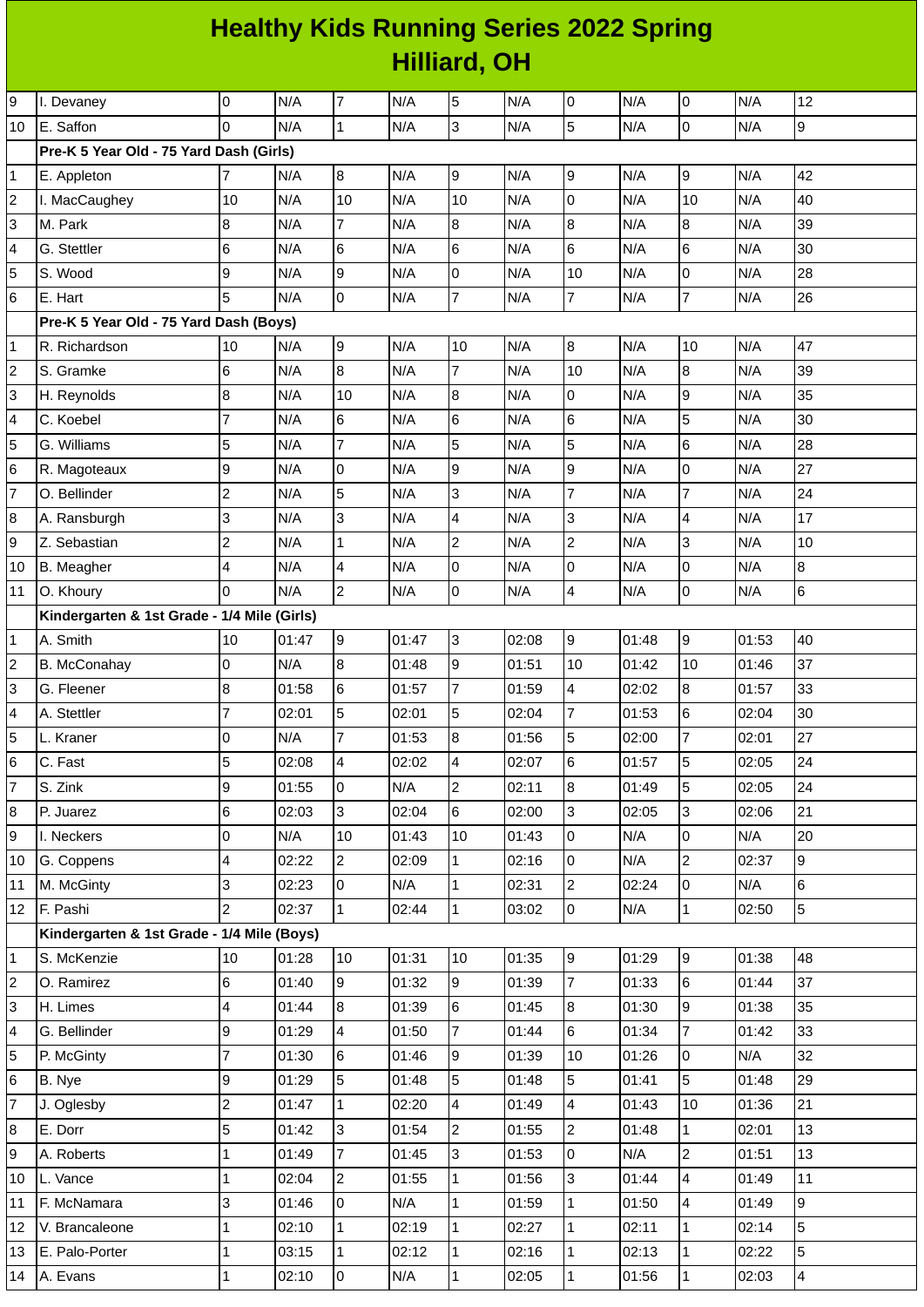# Healthy Kids Running Series 2022 Spring
## Hilliard, OH

| | | | | | | | | | | | | |
|---|---|---|---|---|---|---|---|---|---|---|---|---|
| 9 | I. Devaney | 0 | N/A | 7 | N/A | 5 | N/A | 0 | N/A | 0 | N/A | 12 |
| 10 | E. Saffon | 0 | N/A | 1 | N/A | 3 | N/A | 5 | N/A | 0 | N/A | 9 |
| | **Pre-K 5 Year Old - 75 Yard Dash (Girls)** | | | | | | | | | | | |
| 1 | E. Appleton | 7 | N/A | 8 | N/A | 9 | N/A | 9 | N/A | 9 | N/A | 42 |
| 2 | I. MacCaughey | 10 | N/A | 10 | N/A | 10 | N/A | 0 | N/A | 10 | N/A | 40 |
| 3 | M. Park | 8 | N/A | 7 | N/A | 8 | N/A | 8 | N/A | 8 | N/A | 39 |
| 4 | G. Stettler | 6 | N/A | 6 | N/A | 6 | N/A | 6 | N/A | 6 | N/A | 30 |
| 5 | S. Wood | 9 | N/A | 9 | N/A | 0 | N/A | 10 | N/A | 0 | N/A | 28 |
| 6 | E. Hart | 5 | N/A | 0 | N/A | 7 | N/A | 7 | N/A | 7 | N/A | 26 |
| | **Pre-K 5 Year Old - 75 Yard Dash (Boys)** | | | | | | | | | | | |
| 1 | R. Richardson | 10 | N/A | 9 | N/A | 10 | N/A | 8 | N/A | 10 | N/A | 47 |
| 2 | S. Gramke | 6 | N/A | 8 | N/A | 7 | N/A | 10 | N/A | 8 | N/A | 39 |
| 3 | H. Reynolds | 8 | N/A | 10 | N/A | 8 | N/A | 0 | N/A | 9 | N/A | 35 |
| 4 | C. Koebel | 7 | N/A | 6 | N/A | 6 | N/A | 6 | N/A | 5 | N/A | 30 |
| 5 | G. Williams | 5 | N/A | 7 | N/A | 5 | N/A | 5 | N/A | 6 | N/A | 28 |
| 6 | R. Magoteaux | 9 | N/A | 0 | N/A | 9 | N/A | 9 | N/A | 0 | N/A | 27 |
| 7 | O. Bellinder | 2 | N/A | 5 | N/A | 3 | N/A | 7 | N/A | 7 | N/A | 24 |
| 8 | A. Ransburgh | 3 | N/A | 3 | N/A | 4 | N/A | 3 | N/A | 4 | N/A | 17 |
| 9 | Z. Sebastian | 2 | N/A | 1 | N/A | 2 | N/A | 2 | N/A | 3 | N/A | 10 |
| 10 | B. Meagher | 4 | N/A | 4 | N/A | 0 | N/A | 0 | N/A | 0 | N/A | 8 |
| 11 | O. Khoury | 0 | N/A | 2 | N/A | 0 | N/A | 4 | N/A | 0 | N/A | 6 |
| | **Kindergarten & 1st Grade - 1/4 Mile (Girls)** | | | | | | | | | | | |
| 1 | A. Smith | 10 | 01:47 | 9 | 01:47 | 3 | 02:08 | 9 | 01:48 | 9 | 01:53 | 40 |
| 2 | B. McConahay | 0 | N/A | 8 | 01:48 | 9 | 01:51 | 10 | 01:42 | 10 | 01:46 | 37 |
| 3 | G. Fleener | 8 | 01:58 | 6 | 01:57 | 7 | 01:59 | 4 | 02:02 | 8 | 01:57 | 33 |
| 4 | A. Stettler | 7 | 02:01 | 5 | 02:01 | 5 | 02:04 | 7 | 01:53 | 6 | 02:04 | 30 |
| 5 | L. Kraner | 0 | N/A | 7 | 01:53 | 8 | 01:56 | 5 | 02:00 | 7 | 02:01 | 27 |
| 6 | C. Fast | 5 | 02:08 | 4 | 02:02 | 4 | 02:07 | 6 | 01:57 | 5 | 02:05 | 24 |
| 7 | S. Zink | 9 | 01:55 | 0 | N/A | 2 | 02:11 | 8 | 01:49 | 5 | 02:05 | 24 |
| 8 | P. Juarez | 6 | 02:03 | 3 | 02:04 | 6 | 02:00 | 3 | 02:05 | 3 | 02:06 | 21 |
| 9 | I. Neckers | 0 | N/A | 10 | 01:43 | 10 | 01:43 | 0 | N/A | 0 | N/A | 20 |
| 10 | G. Coppens | 4 | 02:22 | 2 | 02:09 | 1 | 02:16 | 0 | N/A | 2 | 02:37 | 9 |
| 11 | M. McGinty | 3 | 02:23 | 0 | N/A | 1 | 02:31 | 2 | 02:24 | 0 | N/A | 6 |
| 12 | F. Pashi | 2 | 02:37 | 1 | 02:44 | 1 | 03:02 | 0 | N/A | 1 | 02:50 | 5 |
| | **Kindergarten & 1st Grade - 1/4 Mile (Boys)** | | | | | | | | | | | |
| 1 | S. McKenzie | 10 | 01:28 | 10 | 01:31 | 10 | 01:35 | 9 | 01:29 | 9 | 01:38 | 48 |
| 2 | O. Ramirez | 6 | 01:40 | 9 | 01:32 | 9 | 01:39 | 7 | 01:33 | 6 | 01:44 | 37 |
| 3 | H. Limes | 4 | 01:44 | 8 | 01:39 | 6 | 01:45 | 8 | 01:30 | 9 | 01:38 | 35 |
| 4 | G. Bellinder | 9 | 01:29 | 4 | 01:50 | 7 | 01:44 | 6 | 01:34 | 7 | 01:42 | 33 |
| 5 | P. McGinty | 7 | 01:30 | 6 | 01:46 | 9 | 01:39 | 10 | 01:26 | 0 | N/A | 32 |
| 6 | B. Nye | 9 | 01:29 | 5 | 01:48 | 5 | 01:48 | 5 | 01:41 | 5 | 01:48 | 29 |
| 7 | J. Oglesby | 2 | 01:47 | 1 | 02:20 | 4 | 01:49 | 4 | 01:43 | 10 | 01:36 | 21 |
| 8 | E. Dorr | 5 | 01:42 | 3 | 01:54 | 2 | 01:55 | 2 | 01:48 | 1 | 02:01 | 13 |
| 9 | A. Roberts | 1 | 01:49 | 7 | 01:45 | 3 | 01:53 | 0 | N/A | 2 | 01:51 | 13 |
| 10 | L. Vance | 1 | 02:04 | 2 | 01:55 | 1 | 01:56 | 3 | 01:44 | 4 | 01:49 | 11 |
| 11 | F. McNamara | 3 | 01:46 | 0 | N/A | 1 | 01:59 | 1 | 01:50 | 4 | 01:49 | 9 |
| 12 | V. Brancaleone | 1 | 02:10 | 1 | 02:19 | 1 | 02:27 | 1 | 02:11 | 1 | 02:14 | 5 |
| 13 | E. Palo-Porter | 1 | 03:15 | 1 | 02:12 | 1 | 02:16 | 1 | 02:13 | 1 | 02:22 | 5 |
| 14 | A. Evans | 1 | 02:10 | 0 | N/A | 1 | 02:05 | 1 | 01:56 | 1 | 02:03 | 4 |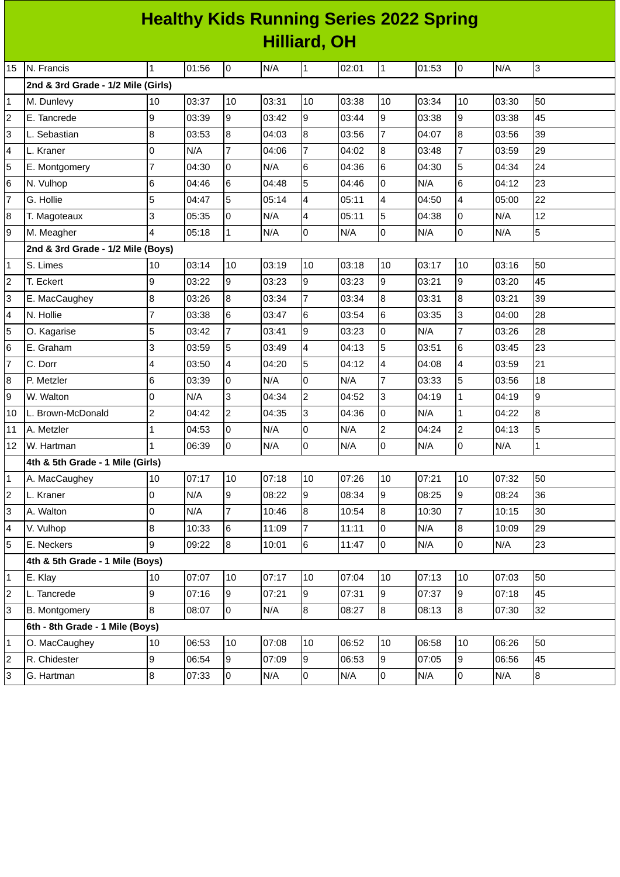# Healthy Kids Running Series 2022 Spring Hilliard, OH

| | | | | | | | | | | | | |
|---|---|---|---|---|---|---|---|---|---|---|---|---|
| 15 | N. Francis | 1 | 01:56 | 0 | N/A | 1 | 02:01 | 1 | 01:53 | 0 | N/A | 3 |
| | **2nd & 3rd Grade - 1/2 Mile (Girls)** | | | | | | | | | | | |
| 1 | M. Dunlevy | 10 | 03:37 | 10 | 03:31 | 10 | 03:38 | 10 | 03:34 | 10 | 03:30 | 50 |
| 2 | E. Tancrede | 9 | 03:39 | 9 | 03:42 | 9 | 03:44 | 9 | 03:38 | 9 | 03:38 | 45 |
| 3 | L. Sebastian | 8 | 03:53 | 8 | 04:03 | 8 | 03:56 | 7 | 04:07 | 8 | 03:56 | 39 |
| 4 | L. Kraner | 0 | N/A | 7 | 04:06 | 7 | 04:02 | 8 | 03:48 | 7 | 03:59 | 29 |
| 5 | E. Montgomery | 7 | 04:30 | 0 | N/A | 6 | 04:36 | 6 | 04:30 | 5 | 04:34 | 24 |
| 6 | N. Vulhop | 6 | 04:46 | 6 | 04:48 | 5 | 04:46 | 0 | N/A | 6 | 04:12 | 23 |
| 7 | G. Hollie | 5 | 04:47 | 5 | 05:14 | 4 | 05:11 | 4 | 04:50 | 4 | 05:00 | 22 |
| 8 | T. Magoteaux | 3 | 05:35 | 0 | N/A | 4 | 05:11 | 5 | 04:38 | 0 | N/A | 12 |
| 9 | M. Meagher | 4 | 05:18 | 1 | N/A | 0 | N/A | 0 | N/A | 0 | N/A | 5 |
| | **2nd & 3rd Grade - 1/2 Mile (Boys)** | | | | | | | | | | | |
| 1 | S. Limes | 10 | 03:14 | 10 | 03:19 | 10 | 03:18 | 10 | 03:17 | 10 | 03:16 | 50 |
| 2 | T. Eckert | 9 | 03:22 | 9 | 03:23 | 9 | 03:23 | 9 | 03:21 | 9 | 03:20 | 45 |
| 3 | E. MacCaughey | 8 | 03:26 | 8 | 03:34 | 7 | 03:34 | 8 | 03:31 | 8 | 03:21 | 39 |
| 4 | N. Hollie | 7 | 03:38 | 6 | 03:47 | 6 | 03:54 | 6 | 03:35 | 3 | 04:00 | 28 |
| 5 | O. Kagarise | 5 | 03:42 | 7 | 03:41 | 9 | 03:23 | 0 | N/A | 7 | 03:26 | 28 |
| 6 | E. Graham | 3 | 03:59 | 5 | 03:49 | 4 | 04:13 | 5 | 03:51 | 6 | 03:45 | 23 |
| 7 | C. Dorr | 4 | 03:50 | 4 | 04:20 | 5 | 04:12 | 4 | 04:08 | 4 | 03:59 | 21 |
| 8 | P. Metzler | 6 | 03:39 | 0 | N/A | 0 | N/A | 7 | 03:33 | 5 | 03:56 | 18 |
| 9 | W. Walton | 0 | N/A | 3 | 04:34 | 2 | 04:52 | 3 | 04:19 | 1 | 04:19 | 9 |
| 10 | L. Brown-McDonald | 2 | 04:42 | 2 | 04:35 | 3 | 04:36 | 0 | N/A | 1 | 04:22 | 8 |
| 11 | A. Metzler | 1 | 04:53 | 0 | N/A | 0 | N/A | 2 | 04:24 | 2 | 04:13 | 5 |
| 12 | W. Hartman | 1 | 06:39 | 0 | N/A | 0 | N/A | 0 | N/A | 0 | N/A | 1 |
| | **4th & 5th Grade - 1 Mile (Girls)** | | | | | | | | | | | |
| 1 | A. MacCaughey | 10 | 07:17 | 10 | 07:18 | 10 | 07:26 | 10 | 07:21 | 10 | 07:32 | 50 |
| 2 | L. Kraner | 0 | N/A | 9 | 08:22 | 9 | 08:34 | 9 | 08:25 | 9 | 08:24 | 36 |
| 3 | A. Walton | 0 | N/A | 7 | 10:46 | 8 | 10:54 | 8 | 10:30 | 7 | 10:15 | 30 |
| 4 | V. Vulhop | 8 | 10:33 | 6 | 11:09 | 7 | 11:11 | 0 | N/A | 8 | 10:09 | 29 |
| 5 | E. Neckers | 9 | 09:22 | 8 | 10:01 | 6 | 11:47 | 0 | N/A | 0 | N/A | 23 |
| | **4th & 5th Grade - 1 Mile (Boys)** | | | | | | | | | | | |
| 1 | E. Klay | 10 | 07:07 | 10 | 07:17 | 10 | 07:04 | 10 | 07:13 | 10 | 07:03 | 50 |
| 2 | L. Tancrede | 9 | 07:16 | 9 | 07:21 | 9 | 07:31 | 9 | 07:37 | 9 | 07:18 | 45 |
| 3 | B. Montgomery | 8 | 08:07 | 0 | N/A | 8 | 08:27 | 8 | 08:13 | 8 | 07:30 | 32 |
| | **6th - 8th Grade - 1 Mile (Boys)** | | | | | | | | | | | |
| 1 | O. MacCaughey | 10 | 06:53 | 10 | 07:08 | 10 | 06:52 | 10 | 06:58 | 10 | 06:26 | 50 |
| 2 | R. Chidester | 9 | 06:54 | 9 | 07:09 | 9 | 06:53 | 9 | 07:05 | 9 | 06:56 | 45 |
| 3 | G. Hartman | 8 | 07:33 | 0 | N/A | 0 | N/A | 0 | N/A | 0 | N/A | 8 |